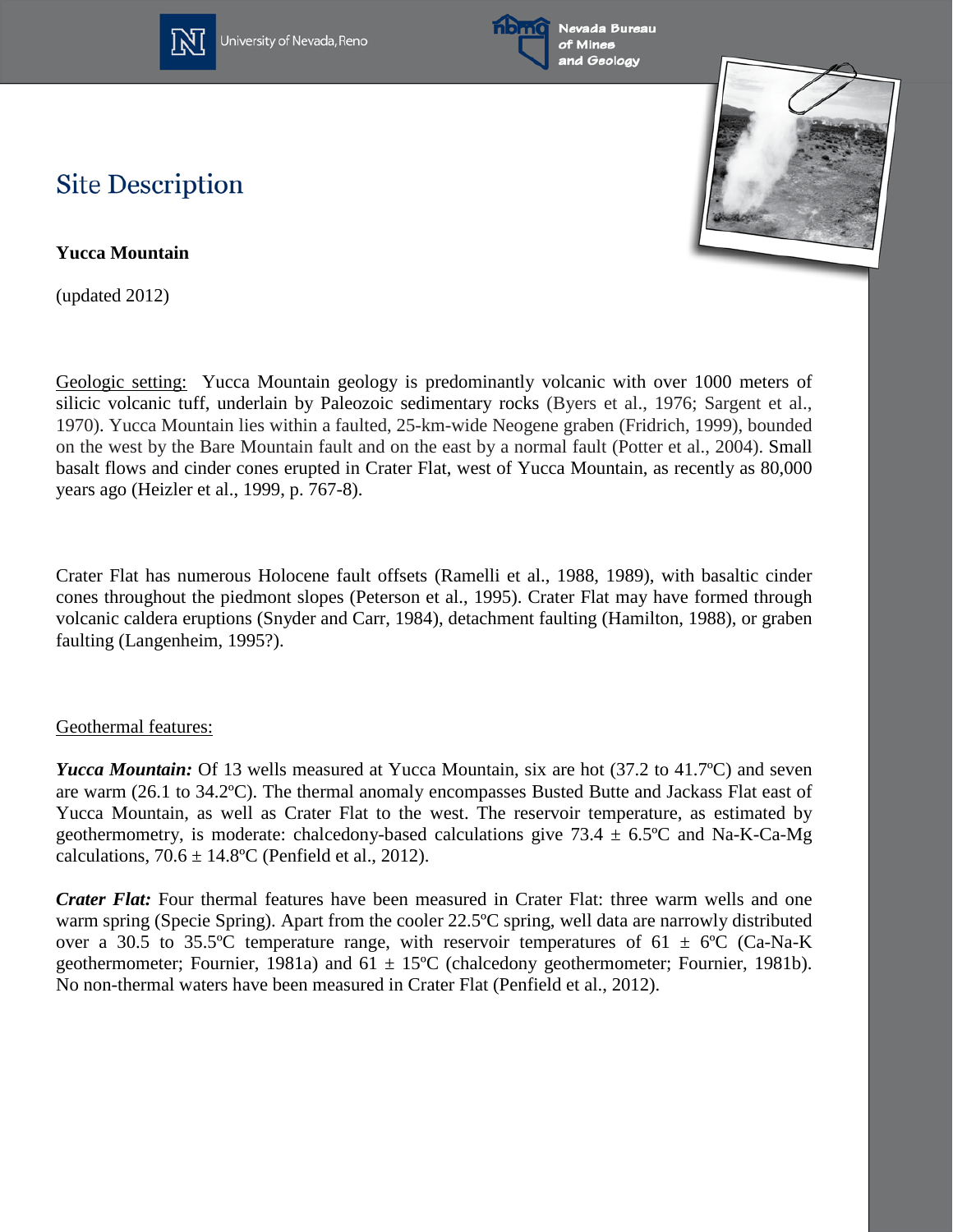# Site Description

**Yucca Mountain**

(updated 2012)

Geologic setting: Yucca Mountain geology is predominantly volcanic with over 1000 meters of silicic volcanic tuff, underlain by Paleozoic sedimentary rocks (Byers et al., 1976; Sargent et al., 1970). Yucca Mountain lies within a faulted, 25-km-wide Neogene graben (Fridrich, 1999), bounded on the west by the Bare Mountain fault and on the east by a normal fault (Potter et al., 2004). Small basalt flows and cinder cones erupted in Crater Flat, west of Yucca Mountain, as recently as 80,000 years ago (Heizler et al., 1999, p. 767-8).

Crater Flat has numerous Holocene fault offsets (Ramelli et al., 1988, 1989), with basaltic cinder cones throughout the piedmont slopes (Peterson et al., 1995). Crater Flat may have formed through volcanic caldera eruptions (Snyder and Carr, 1984), detachment faulting (Hamilton, 1988), or graben faulting (Langenheim, 1995?).

Geothermal features:

***Yucca Mountain:*** Of 13 wells measured at Yucca Mountain, six are hot (37.2 to 41.7ºC) and seven are warm (26.1 to 34.2ºC). The thermal anomaly encompasses Busted Butte and Jackass Flat east of Yucca Mountain, as well as Crater Flat to the west. The reservoir temperature, as estimated by geothermometry, is moderate: chalcedony-based calculations give 73.4 ± 6.5ºC and Na-K-Ca-Mg calculations, 70.6 ± 14.8ºC (Penfield et al., 2012).

***Crater Flat:*** Four thermal features have been measured in Crater Flat: three warm wells and one warm spring (Specie Spring). Apart from the cooler 22.5ºC spring, well data are narrowly distributed over a 30.5 to 35.5ºC temperature range, with reservoir temperatures of 61 ± 6ºC (Ca-Na-K geothermometer; Fournier, 1981a) and 61 ± 15ºC (chalcedony geothermometer; Fournier, 1981b). No non-thermal waters have been measured in Crater Flat (Penfield et al., 2012).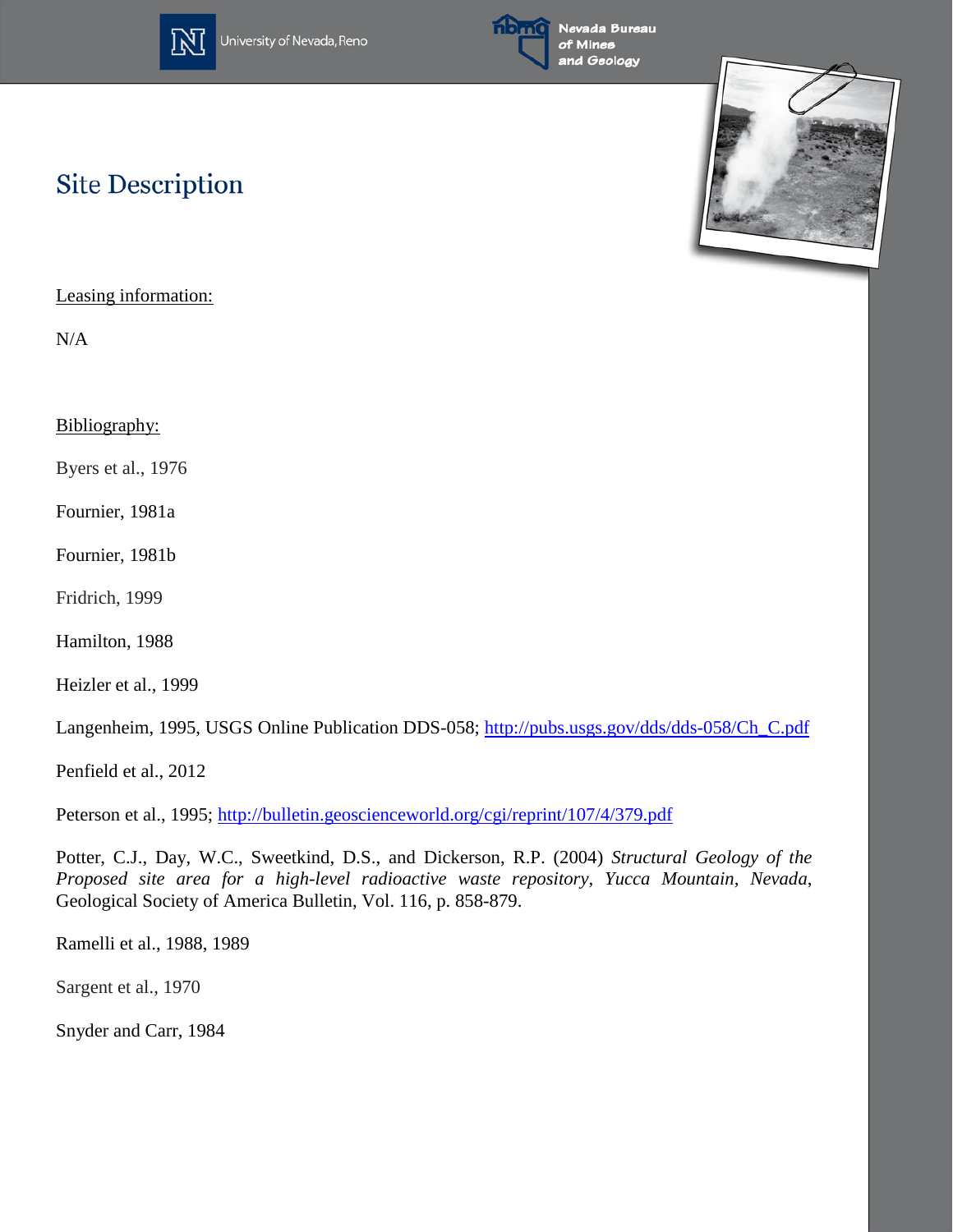# Site Description

Leasing information:

N/A

Bibliography:

Byers et al., 1976

Fournier, 1981a

Fournier, 1981b

Fridrich, 1999

Hamilton, 1988

Heizler et al., 1999

Langenheim, 1995, USGS Online Publication DDS-058; http://pubs.usgs.gov/dds/dds-058/Ch_C.pdf

Penfield et al., 2012

Peterson et al., 1995; http://bulletin.geoscienceworld.org/cgi/reprint/107/4/379.pdf

Potter, C.J., Day, W.C., Sweetkind, D.S., and Dickerson, R.P. (2004) *Structural Geology of the Proposed site area for a high-level radioactive waste repository, Yucca Mountain, Nevada*, Geological Society of America Bulletin, Vol. 116, p. 858-879.

Ramelli et al., 1988, 1989

Sargent et al., 1970

Snyder and Carr, 1984